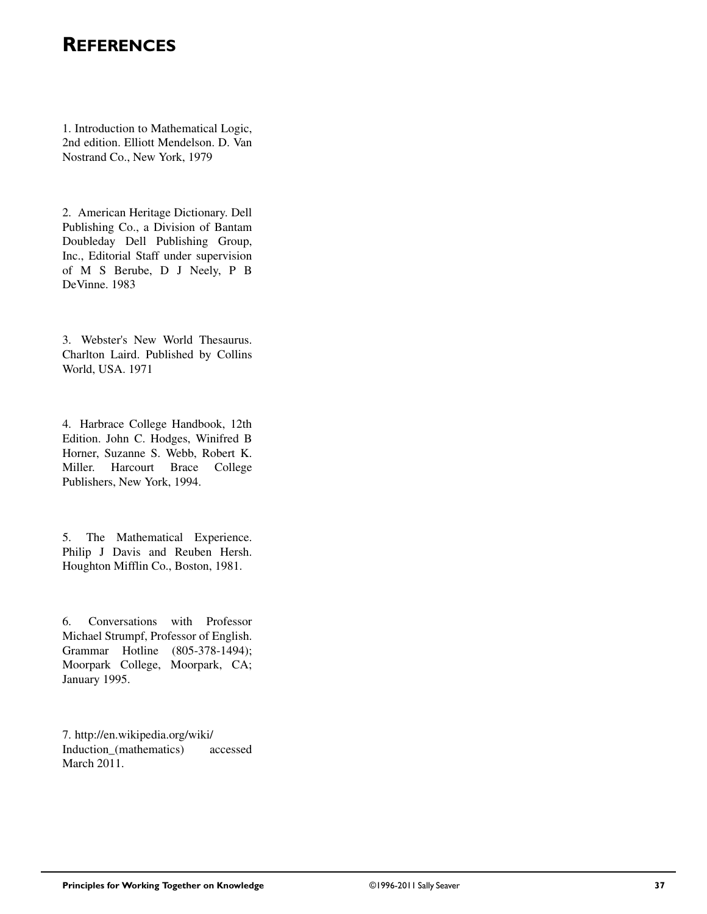# References

1. Introduction to Mathematical Logic, 2nd edition. Elliott Mendelson. D. Van Nostrand Co., New York, 1979

2. American Heritage Dictionary. Dell Publishing Co., a Division of Bantam Doubleday Dell Publishing Group, Inc., Editorial Staff under supervision of M S Berube, D J Neely, P B DeVinne. 1983

3. Webster's New World Thesaurus. Charlton Laird. Published by Collins World, USA. 1971

4. Harbrace College Handbook, 12th Edition. John C. Hodges, Winifred B Horner, Suzanne S. Webb, Robert K. Miller. Harcourt Brace College Publishers, New York, 1994.

5. The Mathematical Experience. Philip J Davis and Reuben Hersh. Houghton Mifflin Co., Boston, 1981.

6. Conversations with Professor Michael Strumpf, Professor of English. Grammar Hotline (805-378-1494); Moorpark College, Moorpark, CA; January 1995.

7. http://en.wikipedia.org/wiki/Induction_(mathematics) accessed March 2011.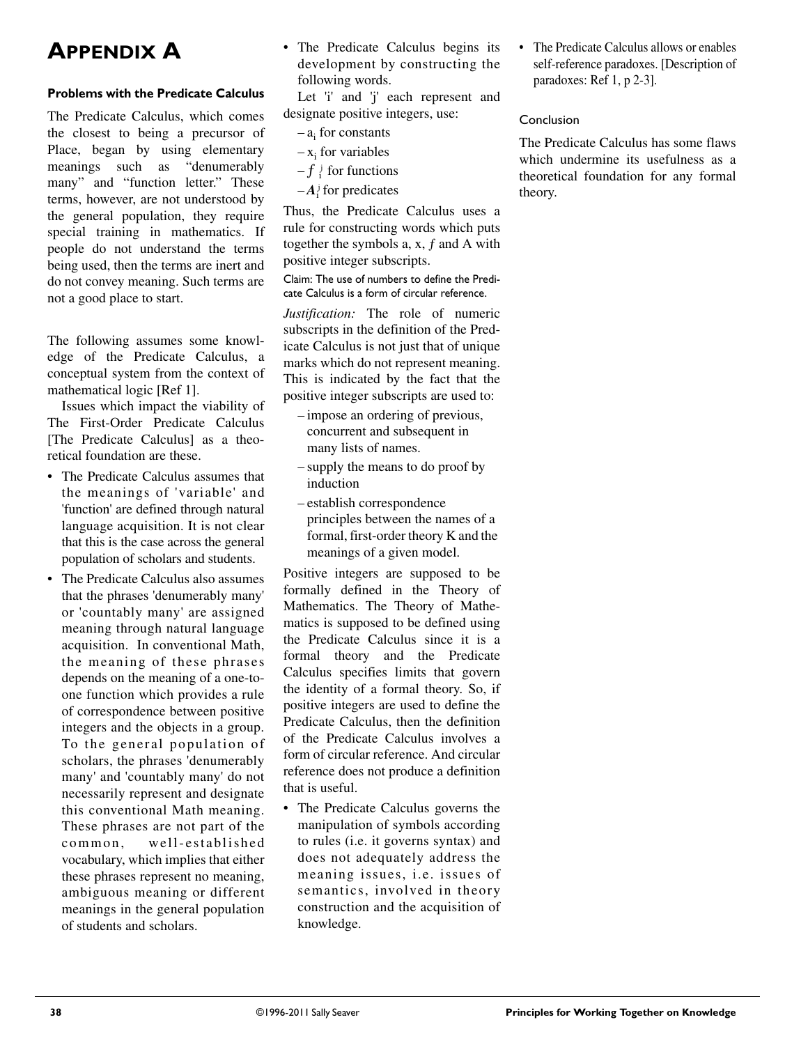# Appendix A

### Problems with the Predicate Calculus

The Predicate Calculus, which comes the closest to being a precursor of Place, began by using elementary meanings such as "denumerably many" and "function letter." These terms, however, are not understood by the general population, they require special training in mathematics. If people do not understand the terms being used, then the terms are inert and do not convey meaning. Such terms are not a good place to start.

The following assumes some knowledge of the Predicate Calculus, a conceptual system from the context of mathematical logic [Ref 1].

Issues which impact the viability of The First-Order Predicate Calculus [The Predicate Calculus] as a theoretical foundation are these.

- The Predicate Calculus assumes that the meanings of 'variable' and 'function' are defined through natural language acquisition. It is not clear that this is the case across the general population of scholars and students.
- The Predicate Calculus also assumes that the phrases 'denumerably many' or 'countably many' are assigned meaning through natural language acquisition. In conventional Math, the meaning of these phrases depends on the meaning of a one-to-one function which provides a rule of correspondence between positive integers and the objects in a group. To the general population of scholars, the phrases 'denumerably many' and 'countably many' do not necessarily represent and designate this conventional Math meaning. These phrases are not part of the common, well-established vocabulary, which implies that either these phrases represent no meaning, ambiguous meaning or different meanings in the general population of students and scholars.
- The Predicate Calculus begins its development by constructing the following words.

  Let 'i' and 'j' each represent and designate positive integers, use:

  - $a_i$ for constants
  - $x_i$ for variables
  - $f_i^j$ for functions
  - $A_i^j$ for predicates

Thus, the Predicate Calculus uses a rule for constructing words which puts together the symbols a, x, $f$ and A with positive integer subscripts.

Claim: The use of numbers to define the Predicate Calculus is a form of circular reference.

*Justification:* The role of numeric subscripts in the definition of the Predicate Calculus is not just that of unique marks which do not represent meaning. This is indicated by the fact that the positive integer subscripts are used to:

- impose an ordering of previous, concurrent and subsequent in many lists of names.
- supply the means to do proof by induction
- establish correspondence principles between the names of a formal, first-order theory K and the meanings of a given model.

Positive integers are supposed to be formally defined in the Theory of Mathematics. The Theory of Mathematics is supposed to be defined using the Predicate Calculus since it is a formal theory and the Predicate Calculus specifies limits that govern the identity of a formal theory. So, if positive integers are used to define the Predicate Calculus, then the definition of the Predicate Calculus involves a form of circular reference. And circular reference does not produce a definition that is useful.

- The Predicate Calculus governs the manipulation of symbols according to rules (i.e. it governs syntax) and does not adequately address the meaning issues, i.e. issues of semantics, involved in theory construction and the acquisition of knowledge.
- The Predicate Calculus allows or enables self-reference paradoxes. [Description of paradoxes: Ref 1, p 2-3].

### Conclusion

The Predicate Calculus has some flaws which undermine its usefulness as a theoretical foundation for any formal theory.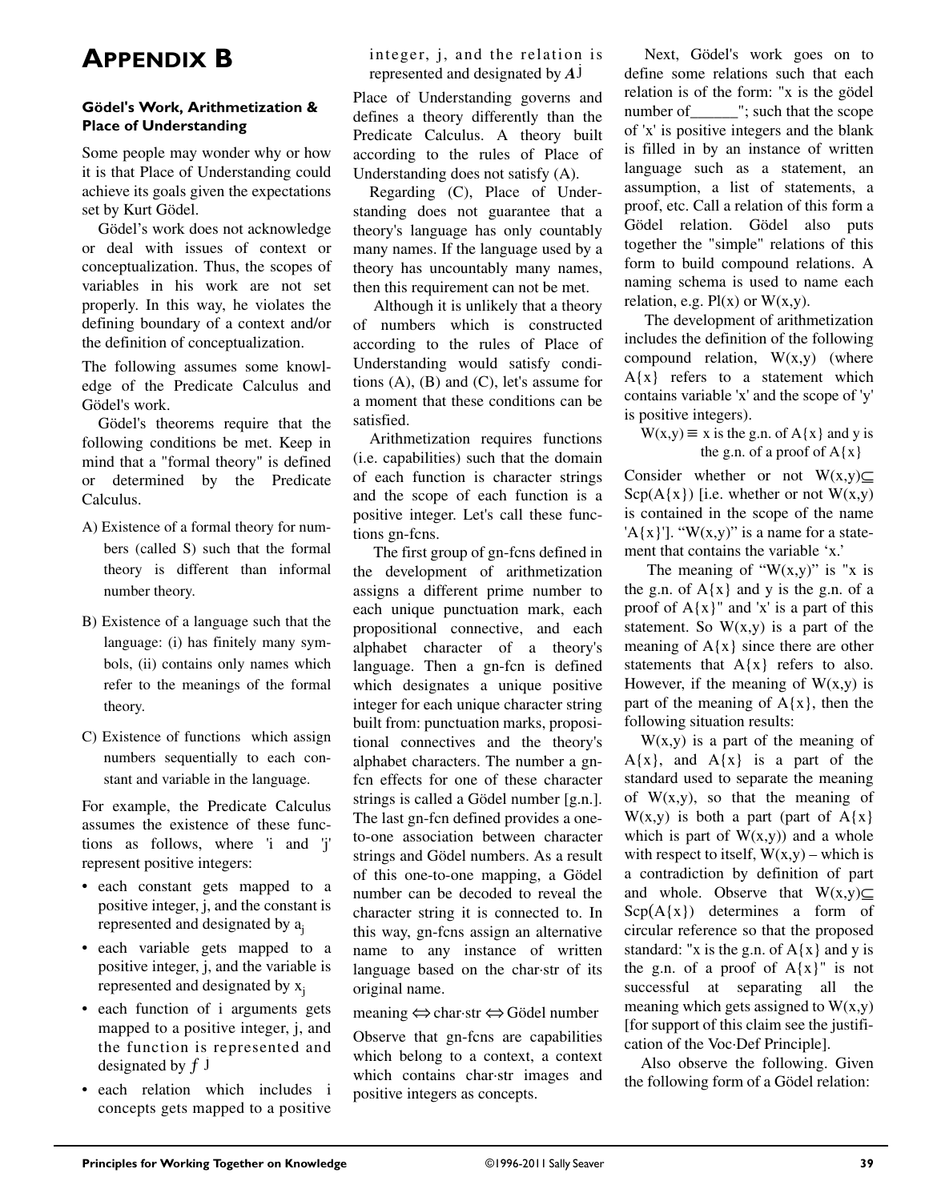# APPENDIX B

### Gödel's Work, Arithmetization & Place of Understanding

Some people may wonder why or how it is that Place of Understanding could achieve its goals given the expectations set by Kurt Gödel.

Gödel's work does not acknowledge or deal with issues of context or conceptualization. Thus, the scopes of variables in his work are not set properly. In this way, he violates the defining boundary of a context and/or the definition of conceptualization.

The following assumes some knowledge of the Predicate Calculus and Gödel's work.

Gödel's theorems require that the following conditions be met. Keep in mind that a "formal theory" is defined or determined by the Predicate Calculus.

A) Existence of a formal theory for numbers (called S) such that the formal theory is different than informal number theory.

B) Existence of a language such that the language: (i) has finitely many symbols, (ii) contains only names which refer to the meanings of the formal theory.

C) Existence of functions which assign numbers sequentially to each constant and variable in the language.

For example, the Predicate Calculus assumes the existence of these functions as follows, where 'i and 'j' represent positive integers:

- each constant gets mapped to a positive integer, j, and the constant is represented and designated by $a_j$
- each variable gets mapped to a positive integer, j, and the variable is represented and designated by $x_j$
- each function of i arguments gets mapped to a positive integer, j, and the function is represented and designated by $f^j$
- each relation which includes i concepts gets mapped to a positive integer, j, and the relation is represented and designated by $A^j$

Place of Understanding governs and defines a theory differently than the Predicate Calculus. A theory built according to the rules of Place of Understanding does not satisfy (A).

Regarding (C), Place of Understanding does not guarantee that a theory's language has only countably many names. If the language used by a theory has uncountably many names, then this requirement can not be met.

Although it is unlikely that a theory of numbers which is constructed according to the rules of Place of Understanding would satisfy conditions (A), (B) and (C), let's assume for a moment that these conditions can be satisfied.

Arithmetization requires functions (i.e. capabilities) such that the domain of each function is character strings and the scope of each function is a positive integer. Let's call these functions gn-fcns.

The first group of gn-fcns defined in the development of arithmetization assigns a different prime number to each unique punctuation mark, each propositional connective, and each alphabet character of a theory's language. Then a gn-fcn is defined which designates a unique positive integer for each unique character string built from: punctuation marks, propositional connectives and the theory's alphabet characters. The number a gn-fcn effects for one of these character strings is called a Gödel number [g.n.]. The last gn-fcn defined provides a one-to-one association between character strings and Gödel numbers. As a result of this one-to-one mapping, a Gödel number can be decoded to reveal the character string it is connected to. In this way, gn-fcns assign an alternative name to any instance of written language based on the char·str of its original name.

meaning ⇔ char·str ⇔ Gödel number

Observe that gn-fcns are capabilities which belong to a context, a context which contains char·str images and positive integers as concepts.

Next, Gödel's work goes on to define some relations such that each relation is of the form: "x is the gödel number of______"; such that the scope of 'x' is positive integers and the blank is filled in by an instance of written language such as a statement, an assumption, a list of statements, a proof, etc. Call a relation of this form a Gödel relation. Gödel also puts together the "simple" relations of this form to build compound relations. A naming schema is used to name each relation, e.g. Pl(x) or W(x,y).

The development of arithmetization includes the definition of the following compound relation, W(x,y) (where A{x} refers to a statement which contains variable 'x' and the scope of 'y' is positive integers).

W(x,y) ≡ x is the g.n. of A{x} and y is the g.n. of a proof of A{x}

Consider whether or not W(x,y)⊆ Scp(A{x}) [i.e. whether or not W(x,y) is contained in the scope of the name 'A{x}']. "W(x,y)" is a name for a statement that contains the variable 'x.'

The meaning of "W(x,y)" is "x is the g.n. of A{x} and y is the g.n. of a proof of A{x}" and 'x' is a part of this statement. So W(x,y) is a part of the meaning of A{x} since there are other statements that A{x} refers to also. However, if the meaning of W(x,y) is part of the meaning of A{x}, then the following situation results:

W(x,y) is a part of the meaning of A{x}, and A{x} is a part of the standard used to separate the meaning of W(x,y), so that the meaning of W(x,y) is both a part (part of A{x} which is part of W(x,y)) and a whole with respect to itself, W(x,y) – which is a contradiction by definition of part and whole. Observe that W(x,y)⊆ Scp(A{x}) determines a form of circular reference so that the proposed standard: "x is the g.n. of A{x} and y is the g.n. of a proof of A{x}" is not successful at separating all the meaning which gets assigned to W(x,y) [for support of this claim see the justification of the Voc·Def Principle].

Also observe the following. Given the following form of a Gödel relation: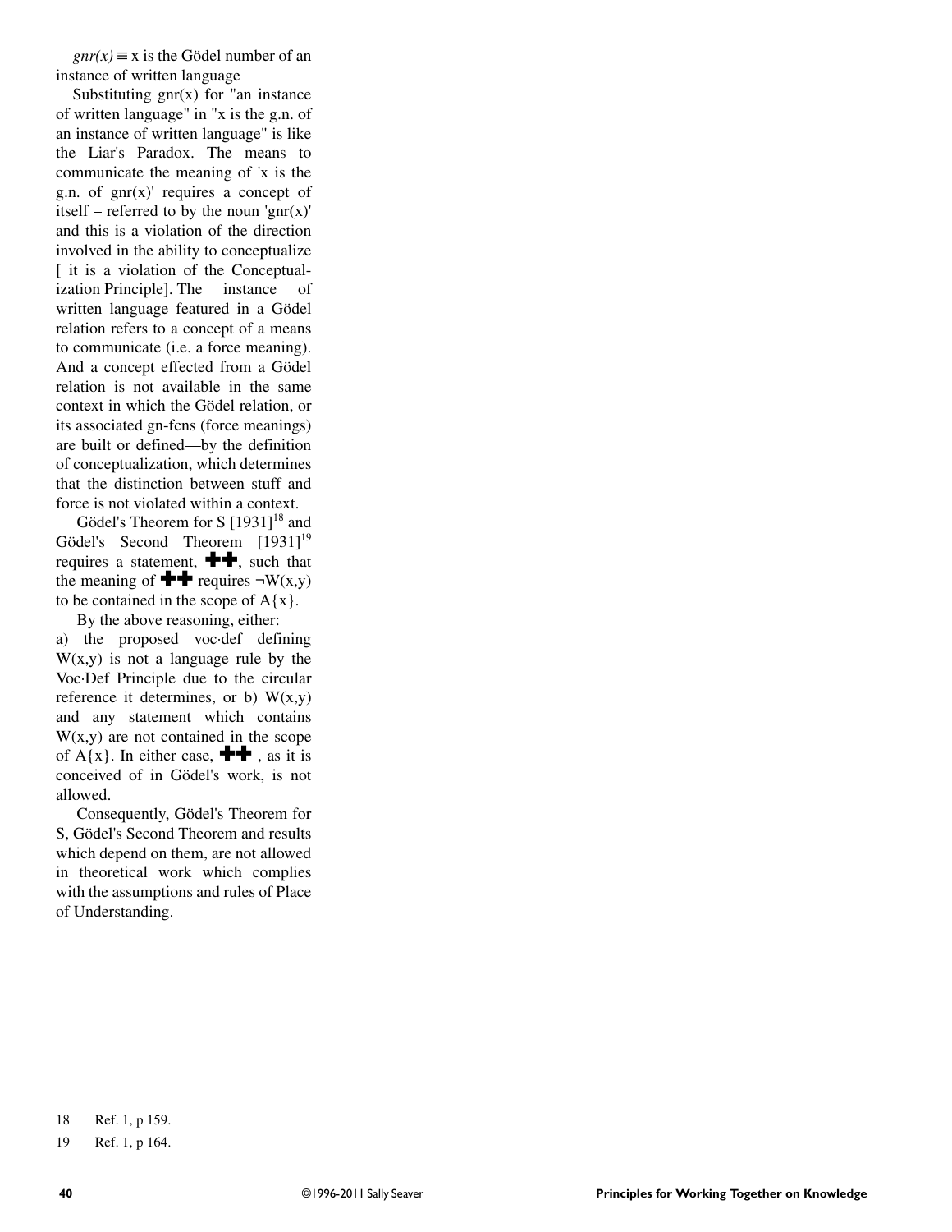*gnr(x)* ≡ x is the Gödel number of an instance of written language

Substituting gnr(x) for "an instance of written language" in "x is the g.n. of an instance of written language" is like the Liar's Paradox. The means to communicate the meaning of 'x is the g.n. of gnr(x)' requires a concept of itself – referred to by the noun 'gnr(x)' and this is a violation of the direction involved in the ability to conceptualize [ it is a violation of the Conceptualization Principle]. The instance of written language featured in a Gödel relation refers to a concept of a means to communicate (i.e. a force meaning). And a concept effected from a Gödel relation is not available in the same context in which the Gödel relation, or its associated gn-fcns (force meanings) are built or defined—by the definition of conceptualization, which determines that the distinction between stuff and force is not violated within a context.

Gödel's Theorem for S [1931][18] and Gödel's Second Theorem [1931][19] requires a statement, ✚✚, such that the meaning of ✚✚ requires ¬W(x,y) to be contained in the scope of A{x}.

By the above reasoning, either:

a) the proposed voc·def defining W(x,y) is not a language rule by the Voc·Def Principle due to the circular reference it determines, or b) W(x,y) and any statement which contains W(x,y) are not contained in the scope of A{x}. In either case, ✚✚ , as it is conceived of in Gödel's work, is not allowed.

Consequently, Gödel's Theorem for S, Gödel's Second Theorem and results which depend on them, are not allowed in theoretical work which complies with the assumptions and rules of Place of Understanding.

---

18 Ref. 1, p 159.

19 Ref. 1, p 164.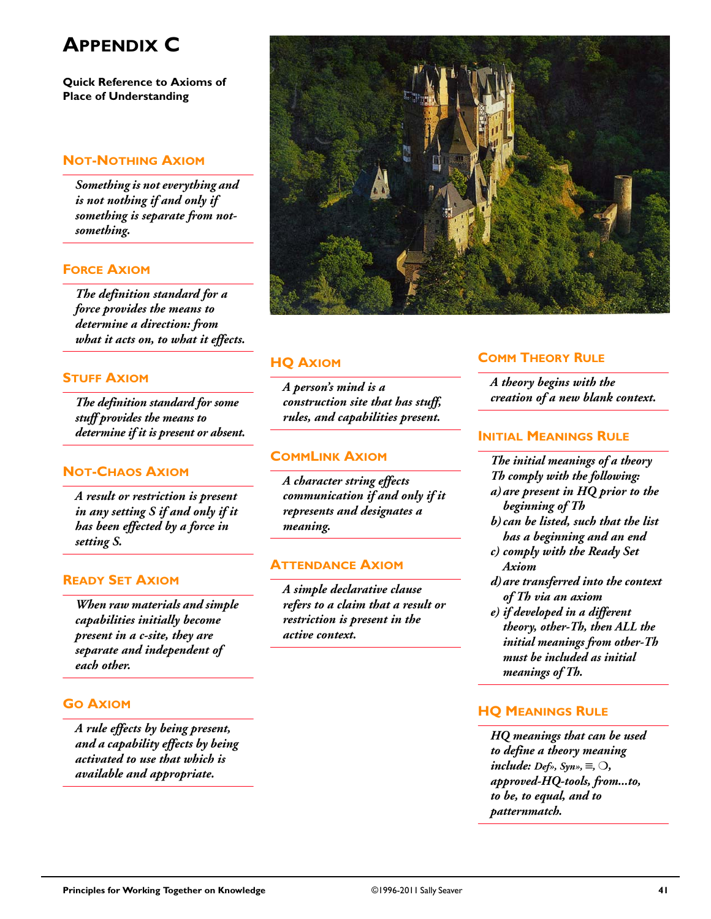# Appendix C

**Quick Reference to Axioms of Place of Understanding**

### Not-Nothing Axiom

*Something is not everything and is not nothing if and only if something is separate from not-something.*

### Force Axiom

*The definition standard for a force provides the means to determine a direction: from what it acts on, to what it effects.*

### Stuff Axiom

*The definition standard for some stuff provides the means to determine if it is present or absent.*

### Not-Chaos Axiom

*A result or restriction is present in any setting S if and only if it has been effected by a force in setting S.*

### Ready Set Axiom

*When raw materials and simple capabilities initially become present in a c-site, they are separate and independent of each other.*

### Go Axiom

*A rule effects by being present, and a capability effects by being activated to use that which is available and appropriate.*

### HQ Axiom

*A person's mind is a construction site that has stuff, rules, and capabilities present.*

### CommLink Axiom

*A character string effects communication if and only if it represents and designates a meaning.*

### Attendance Axiom

*A simple declarative clause refers to a claim that a result or restriction is present in the active context.*

### Comm Theory Rule

*A theory begins with the creation of a new blank context.*

### Initial Meanings Rule

*The initial meanings of a theory Th comply with the following:*

*a) are present in HQ prior to the beginning of Th*
*b) can be listed, such that the list has a beginning and an end*
*c) comply with the Ready Set Axiom*
*d) are transferred into the context of Th via an axiom*
*e) if developed in a different theory, other-Th, then ALL the initial meanings from other-Th must be included as initial meanings of Th.*

### HQ Meanings Rule

*HQ meanings that can be used to define a theory meaning include: Def», Syn», ≡, ❍, approved-HQ-tools, from...to, to be, to equal, and to patternmatch.*